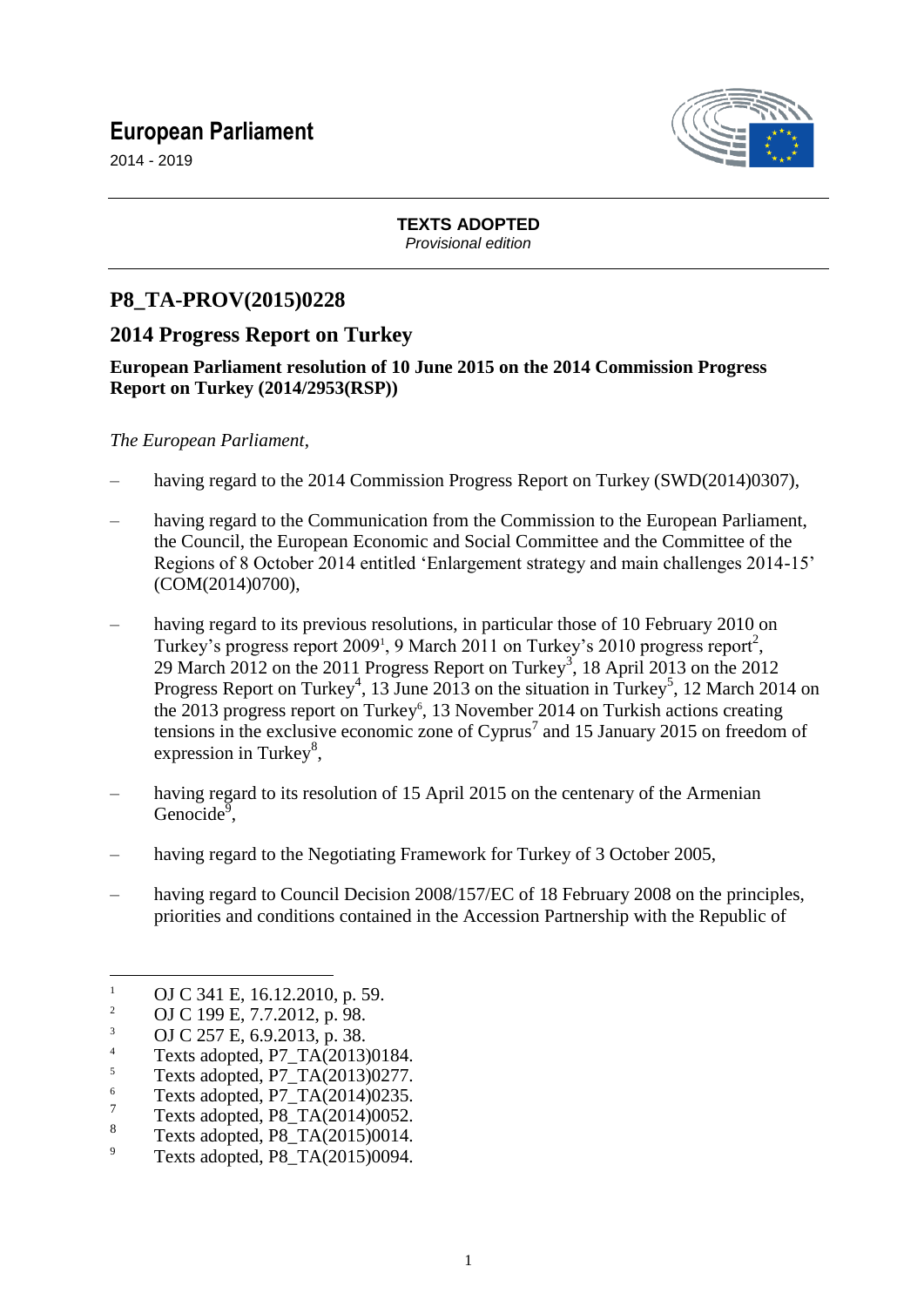# European Parliament

2014 - 2019

**TEXTS ADOPTED**
*Provisional edition*

## P8_TA-PROV(2015)0228

## 2014 Progress Report on Turkey

**European Parliament resolution of 10 June 2015 on the 2014 Commission Progress Report on Turkey (2014/2953(RSP))**

*The European Parliament*,

– having regard to the 2014 Commission Progress Report on Turkey (SWD(2014)0307),

– having regard to the Communication from the Commission to the European Parliament, the Council, the European Economic and Social Committee and the Committee of the Regions of 8 October 2014 entitled 'Enlargement strategy and main challenges 2014-15' (COM(2014)0700),

– having regard to its previous resolutions, in particular those of 10 February 2010 on Turkey's progress report 2009[1], 9 March 2011 on Turkey's 2010 progress report[2], 29 March 2012 on the 2011 Progress Report on Turkey[3], 18 April 2013 on the 2012 Progress Report on Turkey[4], 13 June 2013 on the situation in Turkey[5], 12 March 2014 on the 2013 progress report on Turkey[6], 13 November 2014 on Turkish actions creating tensions in the exclusive economic zone of Cyprus[7] and 15 January 2015 on freedom of expression in Turkey[8],

– having regard to its resolution of 15 April 2015 on the centenary of the Armenian Genocide[9],

– having regard to the Negotiating Framework for Turkey of 3 October 2005,

– having regard to Council Decision 2008/157/EC of 18 February 2008 on the principles, priorities and conditions contained in the Accession Partnership with the Republic of

---

[1] OJ C 341 E, 16.12.2010, p. 59.
[2] OJ C 199 E, 7.7.2012, p. 98.
[3] OJ C 257 E, 6.9.2013, p. 38.
[4] Texts adopted, P7_TA(2013)0184.
[5] Texts adopted, P7_TA(2013)0277.
[6] Texts adopted, P7_TA(2014)0235.
[7] Texts adopted, P8_TA(2014)0052.
[8] Texts adopted, P8_TA(2015)0014.
[9] Texts adopted, P8_TA(2015)0094.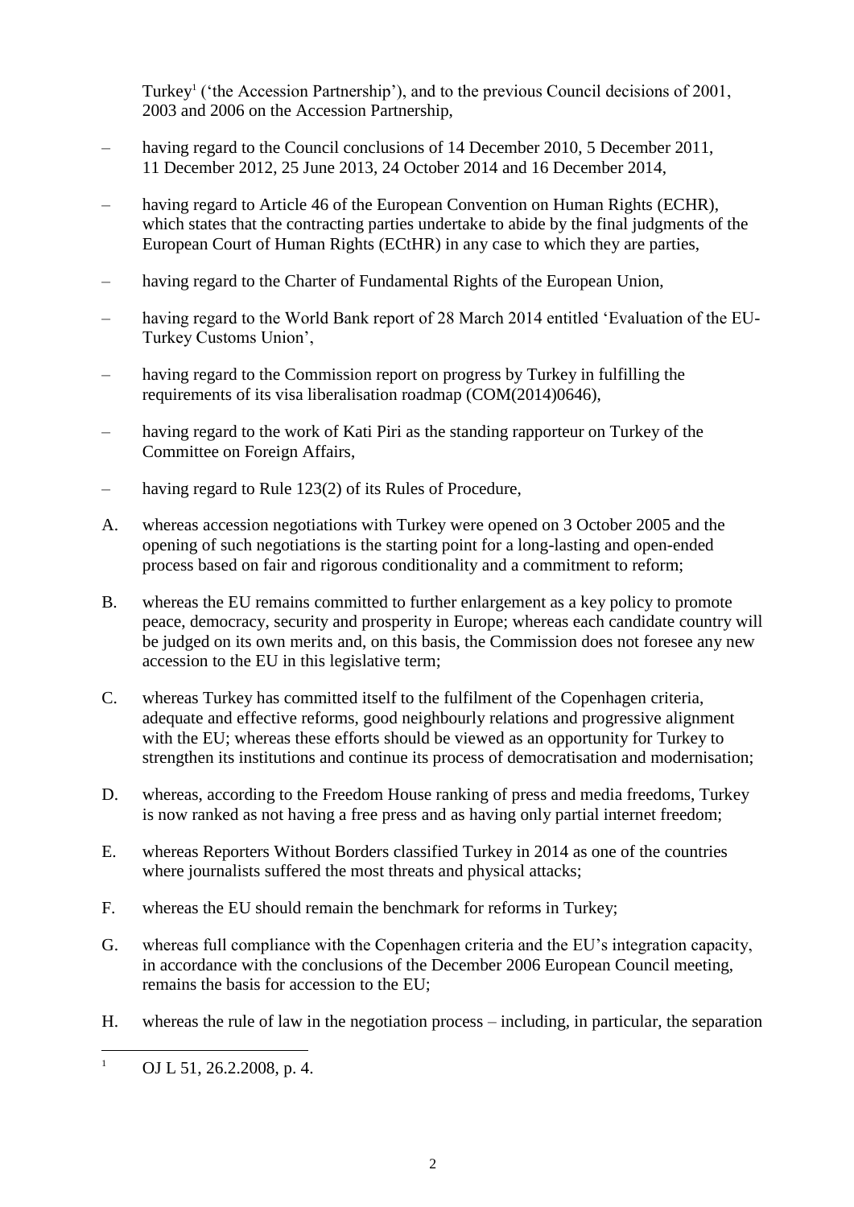Turkey[1] ('the Accession Partnership'), and to the previous Council decisions of 2001, 2003 and 2006 on the Accession Partnership,

– having regard to the Council conclusions of 14 December 2010, 5 December 2011, 11 December 2012, 25 June 2013, 24 October 2014 and 16 December 2014,

– having regard to Article 46 of the European Convention on Human Rights (ECHR), which states that the contracting parties undertake to abide by the final judgments of the European Court of Human Rights (ECtHR) in any case to which they are parties,

– having regard to the Charter of Fundamental Rights of the European Union,

– having regard to the World Bank report of 28 March 2014 entitled 'Evaluation of the EU-Turkey Customs Union',

– having regard to the Commission report on progress by Turkey in fulfilling the requirements of its visa liberalisation roadmap (COM(2014)0646),

– having regard to the work of Kati Piri as the standing rapporteur on Turkey of the Committee on Foreign Affairs,

– having regard to Rule 123(2) of its Rules of Procedure,

A. whereas accession negotiations with Turkey were opened on 3 October 2005 and the opening of such negotiations is the starting point for a long-lasting and open-ended process based on fair and rigorous conditionality and a commitment to reform;

B. whereas the EU remains committed to further enlargement as a key policy to promote peace, democracy, security and prosperity in Europe; whereas each candidate country will be judged on its own merits and, on this basis, the Commission does not foresee any new accession to the EU in this legislative term;

C. whereas Turkey has committed itself to the fulfilment of the Copenhagen criteria, adequate and effective reforms, good neighbourly relations and progressive alignment with the EU; whereas these efforts should be viewed as an opportunity for Turkey to strengthen its institutions and continue its process of democratisation and modernisation;

D. whereas, according to the Freedom House ranking of press and media freedoms, Turkey is now ranked as not having a free press and as having only partial internet freedom;

E. whereas Reporters Without Borders classified Turkey in 2014 as one of the countries where journalists suffered the most threats and physical attacks;

F. whereas the EU should remain the benchmark for reforms in Turkey;

G. whereas full compliance with the Copenhagen criteria and the EU's integration capacity, in accordance with the conclusions of the December 2006 European Council meeting, remains the basis for accession to the EU;

H. whereas the rule of law in the negotiation process – including, in particular, the separation

---

[1] OJ L 51, 26.2.2008, p. 4.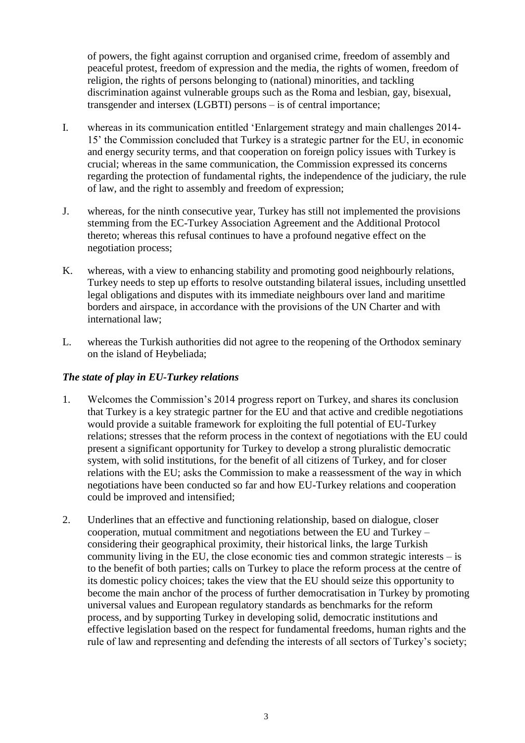of powers, the fight against corruption and organised crime, freedom of assembly and peaceful protest, freedom of expression and the media, the rights of women, freedom of religion, the rights of persons belonging to (national) minorities, and tackling discrimination against vulnerable groups such as the Roma and lesbian, gay, bisexual, transgender and intersex (LGBTI) persons – is of central importance;

I. whereas in its communication entitled 'Enlargement strategy and main challenges 2014-15' the Commission concluded that Turkey is a strategic partner for the EU, in economic and energy security terms, and that cooperation on foreign policy issues with Turkey is crucial; whereas in the same communication, the Commission expressed its concerns regarding the protection of fundamental rights, the independence of the judiciary, the rule of law, and the right to assembly and freedom of expression;

J. whereas, for the ninth consecutive year, Turkey has still not implemented the provisions stemming from the EC-Turkey Association Agreement and the Additional Protocol thereto; whereas this refusal continues to have a profound negative effect on the negotiation process;

K. whereas, with a view to enhancing stability and promoting good neighbourly relations, Turkey needs to step up efforts to resolve outstanding bilateral issues, including unsettled legal obligations and disputes with its immediate neighbours over land and maritime borders and airspace, in accordance with the provisions of the UN Charter and with international law;

L. whereas the Turkish authorities did not agree to the reopening of the Orthodox seminary on the island of Heybeliada;

***The state of play in EU-Turkey relations***

1. Welcomes the Commission's 2014 progress report on Turkey, and shares its conclusion that Turkey is a key strategic partner for the EU and that active and credible negotiations would provide a suitable framework for exploiting the full potential of EU-Turkey relations; stresses that the reform process in the context of negotiations with the EU could present a significant opportunity for Turkey to develop a strong pluralistic democratic system, with solid institutions, for the benefit of all citizens of Turkey, and for closer relations with the EU; asks the Commission to make a reassessment of the way in which negotiations have been conducted so far and how EU-Turkey relations and cooperation could be improved and intensified;

2. Underlines that an effective and functioning relationship, based on dialogue, closer cooperation, mutual commitment and negotiations between the EU and Turkey – considering their geographical proximity, their historical links, the large Turkish community living in the EU, the close economic ties and common strategic interests – is to the benefit of both parties; calls on Turkey to place the reform process at the centre of its domestic policy choices; takes the view that the EU should seize this opportunity to become the main anchor of the process of further democratisation in Turkey by promoting universal values and European regulatory standards as benchmarks for the reform process, and by supporting Turkey in developing solid, democratic institutions and effective legislation based on the respect for fundamental freedoms, human rights and the rule of law and representing and defending the interests of all sectors of Turkey's society;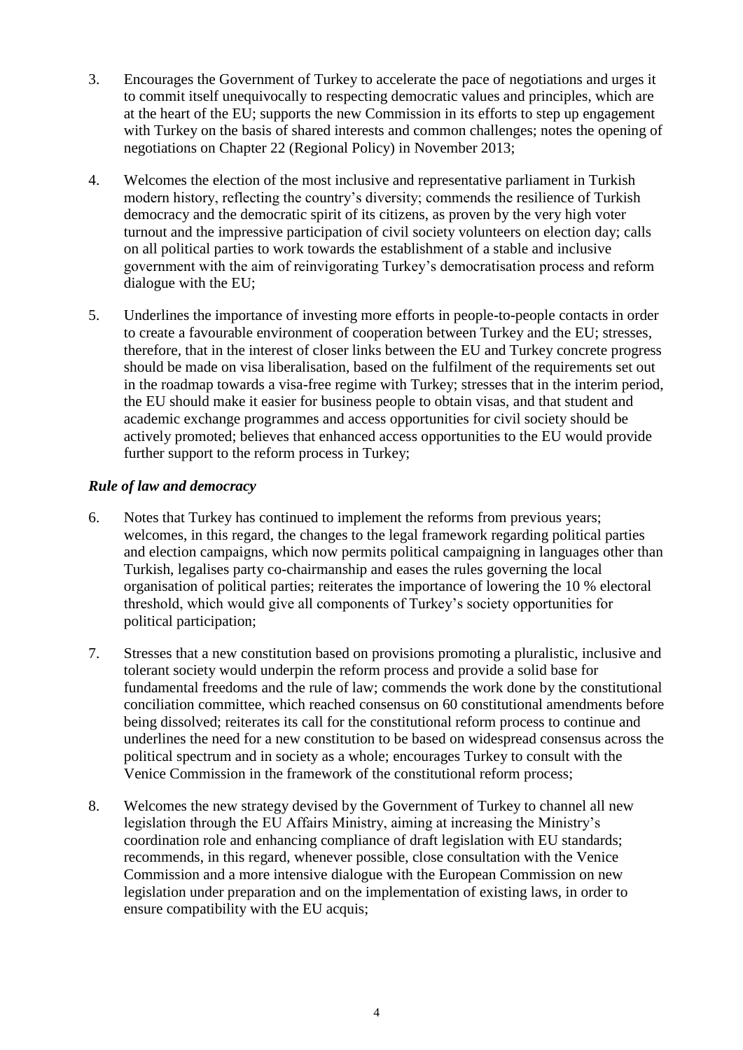3. Encourages the Government of Turkey to accelerate the pace of negotiations and urges it to commit itself unequivocally to respecting democratic values and principles, which are at the heart of the EU; supports the new Commission in its efforts to step up engagement with Turkey on the basis of shared interests and common challenges; notes the opening of negotiations on Chapter 22 (Regional Policy) in November 2013;

4. Welcomes the election of the most inclusive and representative parliament in Turkish modern history, reflecting the country's diversity; commends the resilience of Turkish democracy and the democratic spirit of its citizens, as proven by the very high voter turnout and the impressive participation of civil society volunteers on election day; calls on all political parties to work towards the establishment of a stable and inclusive government with the aim of reinvigorating Turkey's democratisation process and reform dialogue with the EU;

5. Underlines the importance of investing more efforts in people-to-people contacts in order to create a favourable environment of cooperation between Turkey and the EU; stresses, therefore, that in the interest of closer links between the EU and Turkey concrete progress should be made on visa liberalisation, based on the fulfilment of the requirements set out in the roadmap towards a visa-free regime with Turkey; stresses that in the interim period, the EU should make it easier for business people to obtain visas, and that student and academic exchange programmes and access opportunities for civil society should be actively promoted; believes that enhanced access opportunities to the EU would provide further support to the reform process in Turkey;

### *Rule of law and democracy*

6. Notes that Turkey has continued to implement the reforms from previous years; welcomes, in this regard, the changes to the legal framework regarding political parties and election campaigns, which now permits political campaigning in languages other than Turkish, legalises party co-chairmanship and eases the rules governing the local organisation of political parties; reiterates the importance of lowering the 10 % electoral threshold, which would give all components of Turkey's society opportunities for political participation;

7. Stresses that a new constitution based on provisions promoting a pluralistic, inclusive and tolerant society would underpin the reform process and provide a solid base for fundamental freedoms and the rule of law; commends the work done by the constitutional conciliation committee, which reached consensus on 60 constitutional amendments before being dissolved; reiterates its call for the constitutional reform process to continue and underlines the need for a new constitution to be based on widespread consensus across the political spectrum and in society as a whole; encourages Turkey to consult with the Venice Commission in the framework of the constitutional reform process;

8. Welcomes the new strategy devised by the Government of Turkey to channel all new legislation through the EU Affairs Ministry, aiming at increasing the Ministry's coordination role and enhancing compliance of draft legislation with EU standards; recommends, in this regard, whenever possible, close consultation with the Venice Commission and a more intensive dialogue with the European Commission on new legislation under preparation and on the implementation of existing laws, in order to ensure compatibility with the EU acquis;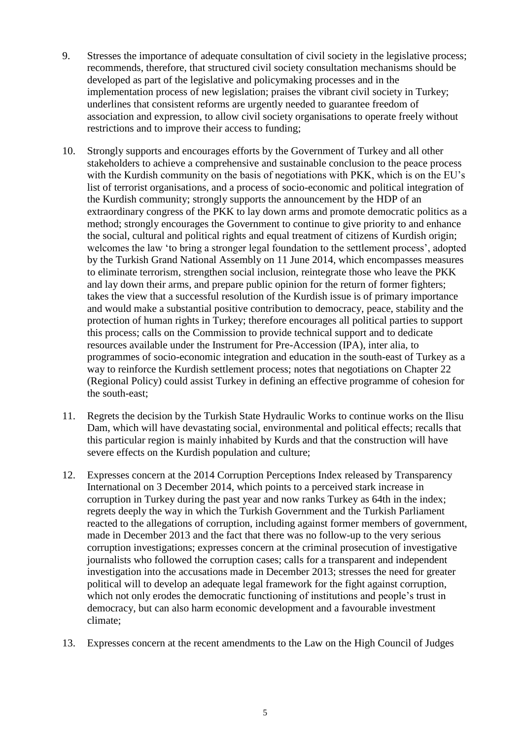9. Stresses the importance of adequate consultation of civil society in the legislative process; recommends, therefore, that structured civil society consultation mechanisms should be developed as part of the legislative and policymaking processes and in the implementation process of new legislation; praises the vibrant civil society in Turkey; underlines that consistent reforms are urgently needed to guarantee freedom of association and expression, to allow civil society organisations to operate freely without restrictions and to improve their access to funding;

10. Strongly supports and encourages efforts by the Government of Turkey and all other stakeholders to achieve a comprehensive and sustainable conclusion to the peace process with the Kurdish community on the basis of negotiations with PKK, which is on the EU's list of terrorist organisations, and a process of socio-economic and political integration of the Kurdish community; strongly supports the announcement by the HDP of an extraordinary congress of the PKK to lay down arms and promote democratic politics as a method; strongly encourages the Government to continue to give priority to and enhance the social, cultural and political rights and equal treatment of citizens of Kurdish origin; welcomes the law 'to bring a stronger legal foundation to the settlement process', adopted by the Turkish Grand National Assembly on 11 June 2014, which encompasses measures to eliminate terrorism, strengthen social inclusion, reintegrate those who leave the PKK and lay down their arms, and prepare public opinion for the return of former fighters; takes the view that a successful resolution of the Kurdish issue is of primary importance and would make a substantial positive contribution to democracy, peace, stability and the protection of human rights in Turkey; therefore encourages all political parties to support this process; calls on the Commission to provide technical support and to dedicate resources available under the Instrument for Pre-Accession (IPA), inter alia, to programmes of socio-economic integration and education in the south-east of Turkey as a way to reinforce the Kurdish settlement process; notes that negotiations on Chapter 22 (Regional Policy) could assist Turkey in defining an effective programme of cohesion for the south-east;

11. Regrets the decision by the Turkish State Hydraulic Works to continue works on the Ilisu Dam, which will have devastating social, environmental and political effects; recalls that this particular region is mainly inhabited by Kurds and that the construction will have severe effects on the Kurdish population and culture;

12. Expresses concern at the 2014 Corruption Perceptions Index released by Transparency International on 3 December 2014, which points to a perceived stark increase in corruption in Turkey during the past year and now ranks Turkey as 64th in the index; regrets deeply the way in which the Turkish Government and the Turkish Parliament reacted to the allegations of corruption, including against former members of government, made in December 2013 and the fact that there was no follow-up to the very serious corruption investigations; expresses concern at the criminal prosecution of investigative journalists who followed the corruption cases; calls for a transparent and independent investigation into the accusations made in December 2013; stresses the need for greater political will to develop an adequate legal framework for the fight against corruption, which not only erodes the democratic functioning of institutions and people's trust in democracy, but can also harm economic development and a favourable investment climate;

13. Expresses concern at the recent amendments to the Law on the High Council of Judges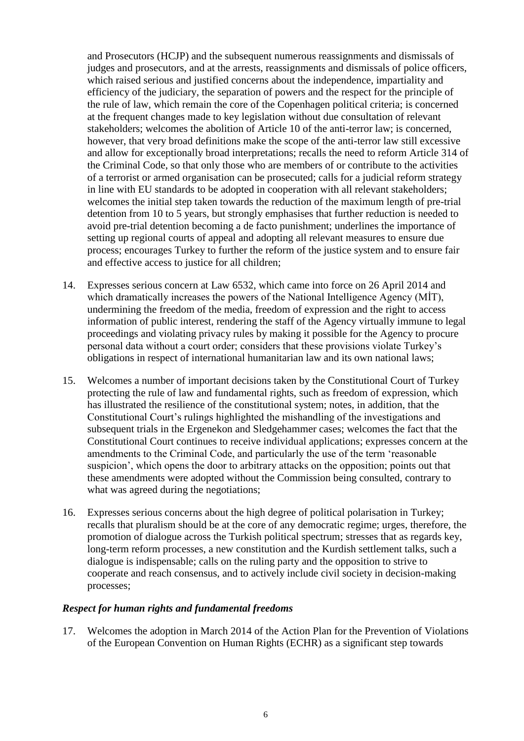and Prosecutors (HCJP) and the subsequent numerous reassignments and dismissals of judges and prosecutors, and at the arrests, reassignments and dismissals of police officers, which raised serious and justified concerns about the independence, impartiality and efficiency of the judiciary, the separation of powers and the respect for the principle of the rule of law, which remain the core of the Copenhagen political criteria; is concerned at the frequent changes made to key legislation without due consultation of relevant stakeholders; welcomes the abolition of Article 10 of the anti-terror law; is concerned, however, that very broad definitions make the scope of the anti-terror law still excessive and allow for exceptionally broad interpretations; recalls the need to reform Article 314 of the Criminal Code, so that only those who are members of or contribute to the activities of a terrorist or armed organisation can be prosecuted; calls for a judicial reform strategy in line with EU standards to be adopted in cooperation with all relevant stakeholders; welcomes the initial step taken towards the reduction of the maximum length of pre-trial detention from 10 to 5 years, but strongly emphasises that further reduction is needed to avoid pre-trial detention becoming a de facto punishment; underlines the importance of setting up regional courts of appeal and adopting all relevant measures to ensure due process; encourages Turkey to further the reform of the justice system and to ensure fair and effective access to justice for all children;

14. Expresses serious concern at Law 6532, which came into force on 26 April 2014 and which dramatically increases the powers of the National Intelligence Agency (MİT), undermining the freedom of the media, freedom of expression and the right to access information of public interest, rendering the staff of the Agency virtually immune to legal proceedings and violating privacy rules by making it possible for the Agency to procure personal data without a court order; considers that these provisions violate Turkey's obligations in respect of international humanitarian law and its own national laws;

15. Welcomes a number of important decisions taken by the Constitutional Court of Turkey protecting the rule of law and fundamental rights, such as freedom of expression, which has illustrated the resilience of the constitutional system; notes, in addition, that the Constitutional Court's rulings highlighted the mishandling of the investigations and subsequent trials in the Ergenekon and Sledgehammer cases; welcomes the fact that the Constitutional Court continues to receive individual applications; expresses concern at the amendments to the Criminal Code, and particularly the use of the term 'reasonable suspicion', which opens the door to arbitrary attacks on the opposition; points out that these amendments were adopted without the Commission being consulted, contrary to what was agreed during the negotiations;

16. Expresses serious concerns about the high degree of political polarisation in Turkey; recalls that pluralism should be at the core of any democratic regime; urges, therefore, the promotion of dialogue across the Turkish political spectrum; stresses that as regards key, long-term reform processes, a new constitution and the Kurdish settlement talks, such a dialogue is indispensable; calls on the ruling party and the opposition to strive to cooperate and reach consensus, and to actively include civil society in decision-making processes;

***Respect for human rights and fundamental freedoms***

17. Welcomes the adoption in March 2014 of the Action Plan for the Prevention of Violations of the European Convention on Human Rights (ECHR) as a significant step towards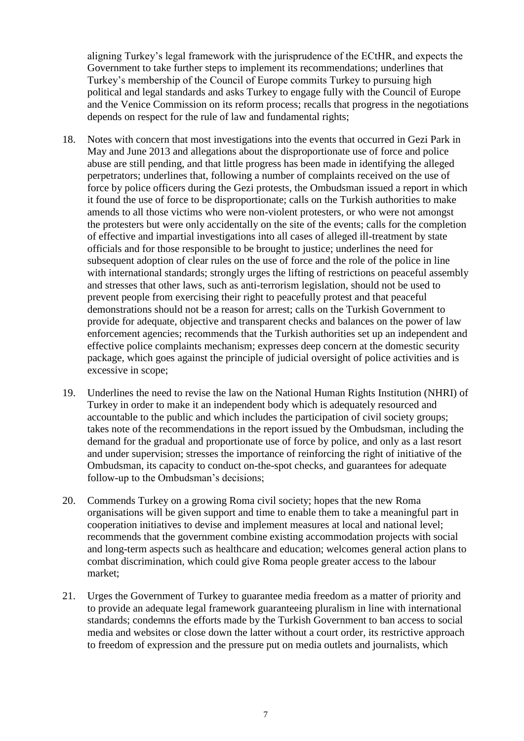aligning Turkey's legal framework with the jurisprudence of the ECtHR, and expects the Government to take further steps to implement its recommendations; underlines that Turkey's membership of the Council of Europe commits Turkey to pursuing high political and legal standards and asks Turkey to engage fully with the Council of Europe and the Venice Commission on its reform process; recalls that progress in the negotiations depends on respect for the rule of law and fundamental rights;

18. Notes with concern that most investigations into the events that occurred in Gezi Park in May and June 2013 and allegations about the disproportionate use of force and police abuse are still pending, and that little progress has been made in identifying the alleged perpetrators; underlines that, following a number of complaints received on the use of force by police officers during the Gezi protests, the Ombudsman issued a report in which it found the use of force to be disproportionate; calls on the Turkish authorities to make amends to all those victims who were non-violent protesters, or who were not amongst the protesters but were only accidentally on the site of the events; calls for the completion of effective and impartial investigations into all cases of alleged ill-treatment by state officials and for those responsible to be brought to justice; underlines the need for subsequent adoption of clear rules on the use of force and the role of the police in line with international standards; strongly urges the lifting of restrictions on peaceful assembly and stresses that other laws, such as anti-terrorism legislation, should not be used to prevent people from exercising their right to peacefully protest and that peaceful demonstrations should not be a reason for arrest; calls on the Turkish Government to provide for adequate, objective and transparent checks and balances on the power of law enforcement agencies; recommends that the Turkish authorities set up an independent and effective police complaints mechanism; expresses deep concern at the domestic security package, which goes against the principle of judicial oversight of police activities and is excessive in scope;

19. Underlines the need to revise the law on the National Human Rights Institution (NHRI) of Turkey in order to make it an independent body which is adequately resourced and accountable to the public and which includes the participation of civil society groups; takes note of the recommendations in the report issued by the Ombudsman, including the demand for the gradual and proportionate use of force by police, and only as a last resort and under supervision; stresses the importance of reinforcing the right of initiative of the Ombudsman, its capacity to conduct on-the-spot checks, and guarantees for adequate follow-up to the Ombudsman's decisions;

20. Commends Turkey on a growing Roma civil society; hopes that the new Roma organisations will be given support and time to enable them to take a meaningful part in cooperation initiatives to devise and implement measures at local and national level; recommends that the government combine existing accommodation projects with social and long-term aspects such as healthcare and education; welcomes general action plans to combat discrimination, which could give Roma people greater access to the labour market;

21. Urges the Government of Turkey to guarantee media freedom as a matter of priority and to provide an adequate legal framework guaranteeing pluralism in line with international standards; condemns the efforts made by the Turkish Government to ban access to social media and websites or close down the latter without a court order, its restrictive approach to freedom of expression and the pressure put on media outlets and journalists, which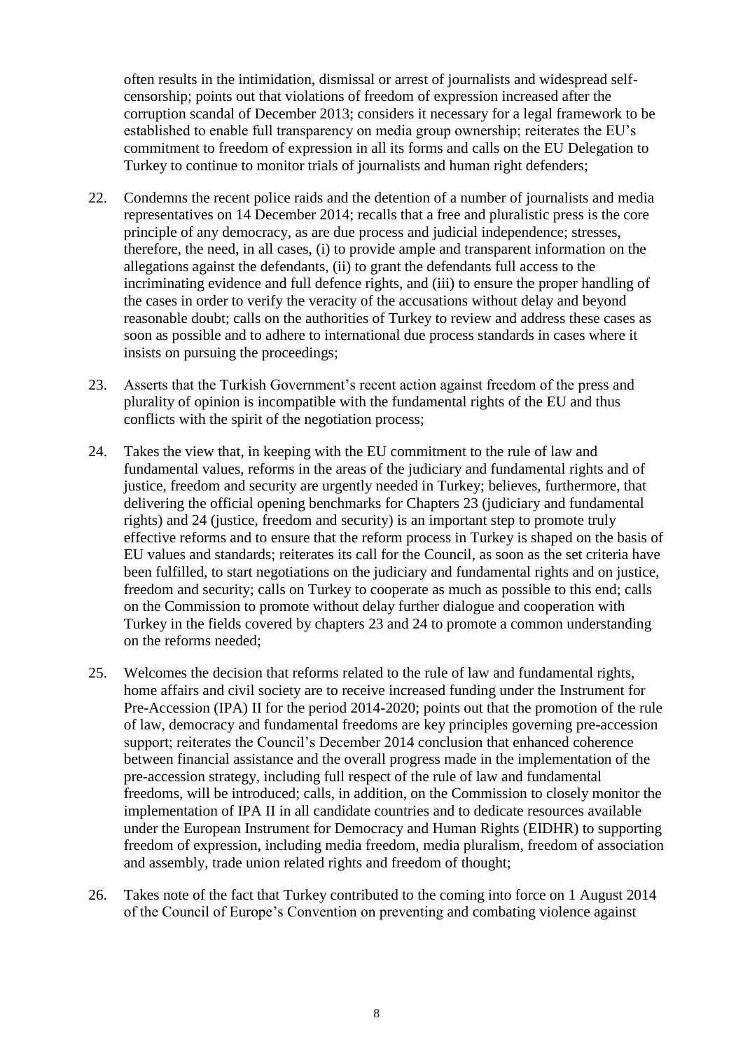often results in the intimidation, dismissal or arrest of journalists and widespread self-censorship; points out that violations of freedom of expression increased after the corruption scandal of December 2013; considers it necessary for a legal framework to be established to enable full transparency on media group ownership; reiterates the EU's commitment to freedom of expression in all its forms and calls on the EU Delegation to Turkey to continue to monitor trials of journalists and human right defenders;

22. Condemns the recent police raids and the detention of a number of journalists and media representatives on 14 December 2014; recalls that a free and pluralistic press is the core principle of any democracy, as are due process and judicial independence; stresses, therefore, the need, in all cases, (i) to provide ample and transparent information on the allegations against the defendants, (ii) to grant the defendants full access to the incriminating evidence and full defence rights, and (iii) to ensure the proper handling of the cases in order to verify the veracity of the accusations without delay and beyond reasonable doubt; calls on the authorities of Turkey to review and address these cases as soon as possible and to adhere to international due process standards in cases where it insists on pursuing the proceedings;

23. Asserts that the Turkish Government's recent action against freedom of the press and plurality of opinion is incompatible with the fundamental rights of the EU and thus conflicts with the spirit of the negotiation process;

24. Takes the view that, in keeping with the EU commitment to the rule of law and fundamental values, reforms in the areas of the judiciary and fundamental rights and of justice, freedom and security are urgently needed in Turkey; believes, furthermore, that delivering the official opening benchmarks for Chapters 23 (judiciary and fundamental rights) and 24 (justice, freedom and security) is an important step to promote truly effective reforms and to ensure that the reform process in Turkey is shaped on the basis of EU values and standards; reiterates its call for the Council, as soon as the set criteria have been fulfilled, to start negotiations on the judiciary and fundamental rights and on justice, freedom and security; calls on Turkey to cooperate as much as possible to this end; calls on the Commission to promote without delay further dialogue and cooperation with Turkey in the fields covered by chapters 23 and 24 to promote a common understanding on the reforms needed;

25. Welcomes the decision that reforms related to the rule of law and fundamental rights, home affairs and civil society are to receive increased funding under the Instrument for Pre-Accession (IPA) II for the period 2014-2020; points out that the promotion of the rule of law, democracy and fundamental freedoms are key principles governing pre-accession support; reiterates the Council's December 2014 conclusion that enhanced coherence between financial assistance and the overall progress made in the implementation of the pre-accession strategy, including full respect of the rule of law and fundamental freedoms, will be introduced; calls, in addition, on the Commission to closely monitor the implementation of IPA II in all candidate countries and to dedicate resources available under the European Instrument for Democracy and Human Rights (EIDHR) to supporting freedom of expression, including media freedom, media pluralism, freedom of association and assembly, trade union related rights and freedom of thought;

26. Takes note of the fact that Turkey contributed to the coming into force on 1 August 2014 of the Council of Europe's Convention on preventing and combating violence against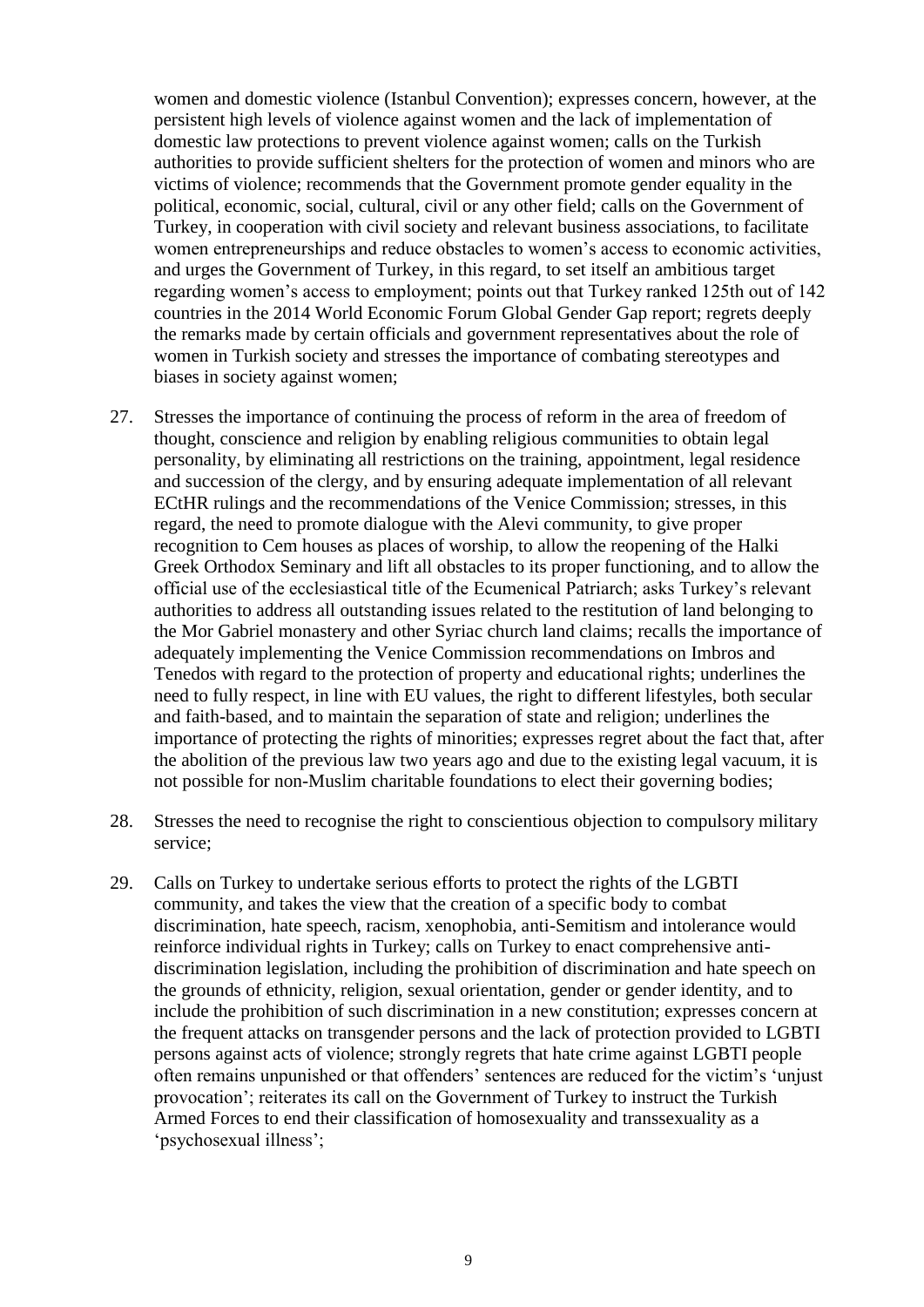women and domestic violence (Istanbul Convention); expresses concern, however, at the persistent high levels of violence against women and the lack of implementation of domestic law protections to prevent violence against women; calls on the Turkish authorities to provide sufficient shelters for the protection of women and minors who are victims of violence; recommends that the Government promote gender equality in the political, economic, social, cultural, civil or any other field; calls on the Government of Turkey, in cooperation with civil society and relevant business associations, to facilitate women entrepreneurships and reduce obstacles to women's access to economic activities, and urges the Government of Turkey, in this regard, to set itself an ambitious target regarding women's access to employment; points out that Turkey ranked 125th out of 142 countries in the 2014 World Economic Forum Global Gender Gap report; regrets deeply the remarks made by certain officials and government representatives about the role of women in Turkish society and stresses the importance of combating stereotypes and biases in society against women;

27. Stresses the importance of continuing the process of reform in the area of freedom of thought, conscience and religion by enabling religious communities to obtain legal personality, by eliminating all restrictions on the training, appointment, legal residence and succession of the clergy, and by ensuring adequate implementation of all relevant ECtHR rulings and the recommendations of the Venice Commission; stresses, in this regard, the need to promote dialogue with the Alevi community, to give proper recognition to Cem houses as places of worship, to allow the reopening of the Halki Greek Orthodox Seminary and lift all obstacles to its proper functioning, and to allow the official use of the ecclesiastical title of the Ecumenical Patriarch; asks Turkey's relevant authorities to address all outstanding issues related to the restitution of land belonging to the Mor Gabriel monastery and other Syriac church land claims; recalls the importance of adequately implementing the Venice Commission recommendations on Imbros and Tenedos with regard to the protection of property and educational rights; underlines the need to fully respect, in line with EU values, the right to different lifestyles, both secular and faith-based, and to maintain the separation of state and religion; underlines the importance of protecting the rights of minorities; expresses regret about the fact that, after the abolition of the previous law two years ago and due to the existing legal vacuum, it is not possible for non-Muslim charitable foundations to elect their governing bodies;

28. Stresses the need to recognise the right to conscientious objection to compulsory military service;

29. Calls on Turkey to undertake serious efforts to protect the rights of the LGBTI community, and takes the view that the creation of a specific body to combat discrimination, hate speech, racism, xenophobia, anti-Semitism and intolerance would reinforce individual rights in Turkey; calls on Turkey to enact comprehensive anti-discrimination legislation, including the prohibition of discrimination and hate speech on the grounds of ethnicity, religion, sexual orientation, gender or gender identity, and to include the prohibition of such discrimination in a new constitution; expresses concern at the frequent attacks on transgender persons and the lack of protection provided to LGBTI persons against acts of violence; strongly regrets that hate crime against LGBTI people often remains unpunished or that offenders' sentences are reduced for the victim's 'unjust provocation'; reiterates its call on the Government of Turkey to instruct the Turkish Armed Forces to end their classification of homosexuality and transsexuality as a 'psychosexual illness';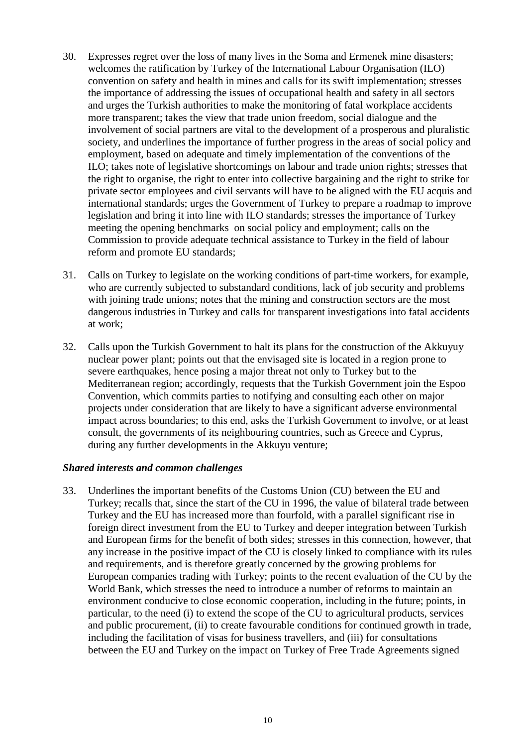30. Expresses regret over the loss of many lives in the Soma and Ermenek mine disasters; welcomes the ratification by Turkey of the International Labour Organisation (ILO) convention on safety and health in mines and calls for its swift implementation; stresses the importance of addressing the issues of occupational health and safety in all sectors and urges the Turkish authorities to make the monitoring of fatal workplace accidents more transparent; takes the view that trade union freedom, social dialogue and the involvement of social partners are vital to the development of a prosperous and pluralistic society, and underlines the importance of further progress in the areas of social policy and employment, based on adequate and timely implementation of the conventions of the ILO; takes note of legislative shortcomings on labour and trade union rights; stresses that the right to organise, the right to enter into collective bargaining and the right to strike for private sector employees and civil servants will have to be aligned with the EU acquis and international standards; urges the Government of Turkey to prepare a roadmap to improve legislation and bring it into line with ILO standards; stresses the importance of Turkey meeting the opening benchmarks on social policy and employment; calls on the Commission to provide adequate technical assistance to Turkey in the field of labour reform and promote EU standards;

31. Calls on Turkey to legislate on the working conditions of part-time workers, for example, who are currently subjected to substandard conditions, lack of job security and problems with joining trade unions; notes that the mining and construction sectors are the most dangerous industries in Turkey and calls for transparent investigations into fatal accidents at work;

32. Calls upon the Turkish Government to halt its plans for the construction of the Akkuyuy nuclear power plant; points out that the envisaged site is located in a region prone to severe earthquakes, hence posing a major threat not only to Turkey but to the Mediterranean region; accordingly, requests that the Turkish Government join the Espoo Convention, which commits parties to notifying and consulting each other on major projects under consideration that are likely to have a significant adverse environmental impact across boundaries; to this end, asks the Turkish Government to involve, or at least consult, the governments of its neighbouring countries, such as Greece and Cyprus, during any further developments in the Akkuyu venture;

### *Shared interests and common challenges*

33. Underlines the important benefits of the Customs Union (CU) between the EU and Turkey; recalls that, since the start of the CU in 1996, the value of bilateral trade between Turkey and the EU has increased more than fourfold, with a parallel significant rise in foreign direct investment from the EU to Turkey and deeper integration between Turkish and European firms for the benefit of both sides; stresses in this connection, however, that any increase in the positive impact of the CU is closely linked to compliance with its rules and requirements, and is therefore greatly concerned by the growing problems for European companies trading with Turkey; points to the recent evaluation of the CU by the World Bank, which stresses the need to introduce a number of reforms to maintain an environment conducive to close economic cooperation, including in the future; points, in particular, to the need (i) to extend the scope of the CU to agricultural products, services and public procurement, (ii) to create favourable conditions for continued growth in trade, including the facilitation of visas for business travellers, and (iii) for consultations between the EU and Turkey on the impact on Turkey of Free Trade Agreements signed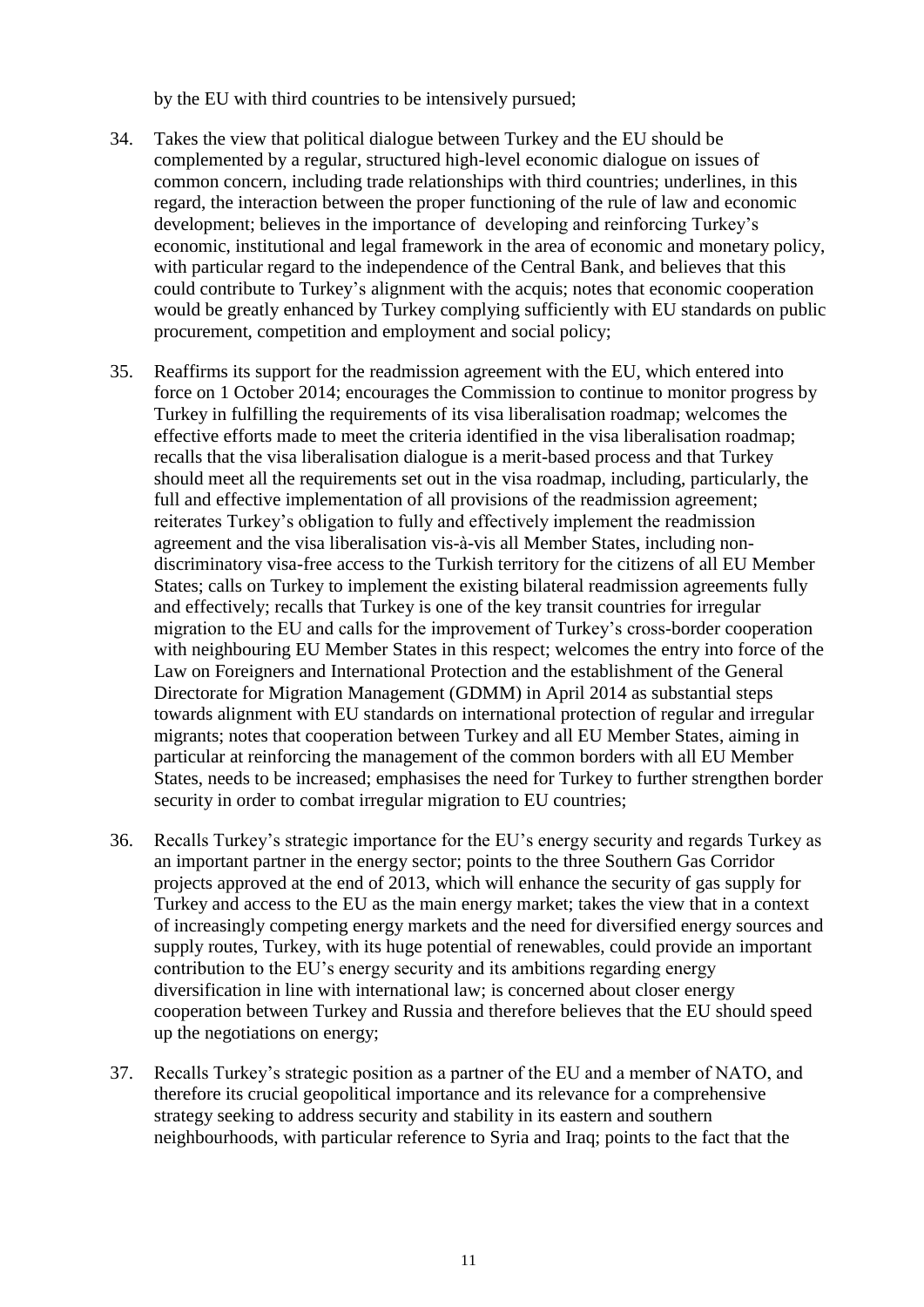by the EU with third countries to be intensively pursued;

34. Takes the view that political dialogue between Turkey and the EU should be complemented by a regular, structured high-level economic dialogue on issues of common concern, including trade relationships with third countries; underlines, in this regard, the interaction between the proper functioning of the rule of law and economic development; believes in the importance of developing and reinforcing Turkey's economic, institutional and legal framework in the area of economic and monetary policy, with particular regard to the independence of the Central Bank, and believes that this could contribute to Turkey's alignment with the acquis; notes that economic cooperation would be greatly enhanced by Turkey complying sufficiently with EU standards on public procurement, competition and employment and social policy;

35. Reaffirms its support for the readmission agreement with the EU, which entered into force on 1 October 2014; encourages the Commission to continue to monitor progress by Turkey in fulfilling the requirements of its visa liberalisation roadmap; welcomes the effective efforts made to meet the criteria identified in the visa liberalisation roadmap; recalls that the visa liberalisation dialogue is a merit-based process and that Turkey should meet all the requirements set out in the visa roadmap, including, particularly, the full and effective implementation of all provisions of the readmission agreement; reiterates Turkey's obligation to fully and effectively implement the readmission agreement and the visa liberalisation vis-à-vis all Member States, including non-discriminatory visa-free access to the Turkish territory for the citizens of all EU Member States; calls on Turkey to implement the existing bilateral readmission agreements fully and effectively; recalls that Turkey is one of the key transit countries for irregular migration to the EU and calls for the improvement of Turkey's cross-border cooperation with neighbouring EU Member States in this respect; welcomes the entry into force of the Law on Foreigners and International Protection and the establishment of the General Directorate for Migration Management (GDMM) in April 2014 as substantial steps towards alignment with EU standards on international protection of regular and irregular migrants; notes that cooperation between Turkey and all EU Member States, aiming in particular at reinforcing the management of the common borders with all EU Member States, needs to be increased; emphasises the need for Turkey to further strengthen border security in order to combat irregular migration to EU countries;

36. Recalls Turkey's strategic importance for the EU's energy security and regards Turkey as an important partner in the energy sector; points to the three Southern Gas Corridor projects approved at the end of 2013, which will enhance the security of gas supply for Turkey and access to the EU as the main energy market; takes the view that in a context of increasingly competing energy markets and the need for diversified energy sources and supply routes, Turkey, with its huge potential of renewables, could provide an important contribution to the EU's energy security and its ambitions regarding energy diversification in line with international law; is concerned about closer energy cooperation between Turkey and Russia and therefore believes that the EU should speed up the negotiations on energy;

37. Recalls Turkey's strategic position as a partner of the EU and a member of NATO, and therefore its crucial geopolitical importance and its relevance for a comprehensive strategy seeking to address security and stability in its eastern and southern neighbourhoods, with particular reference to Syria and Iraq; points to the fact that the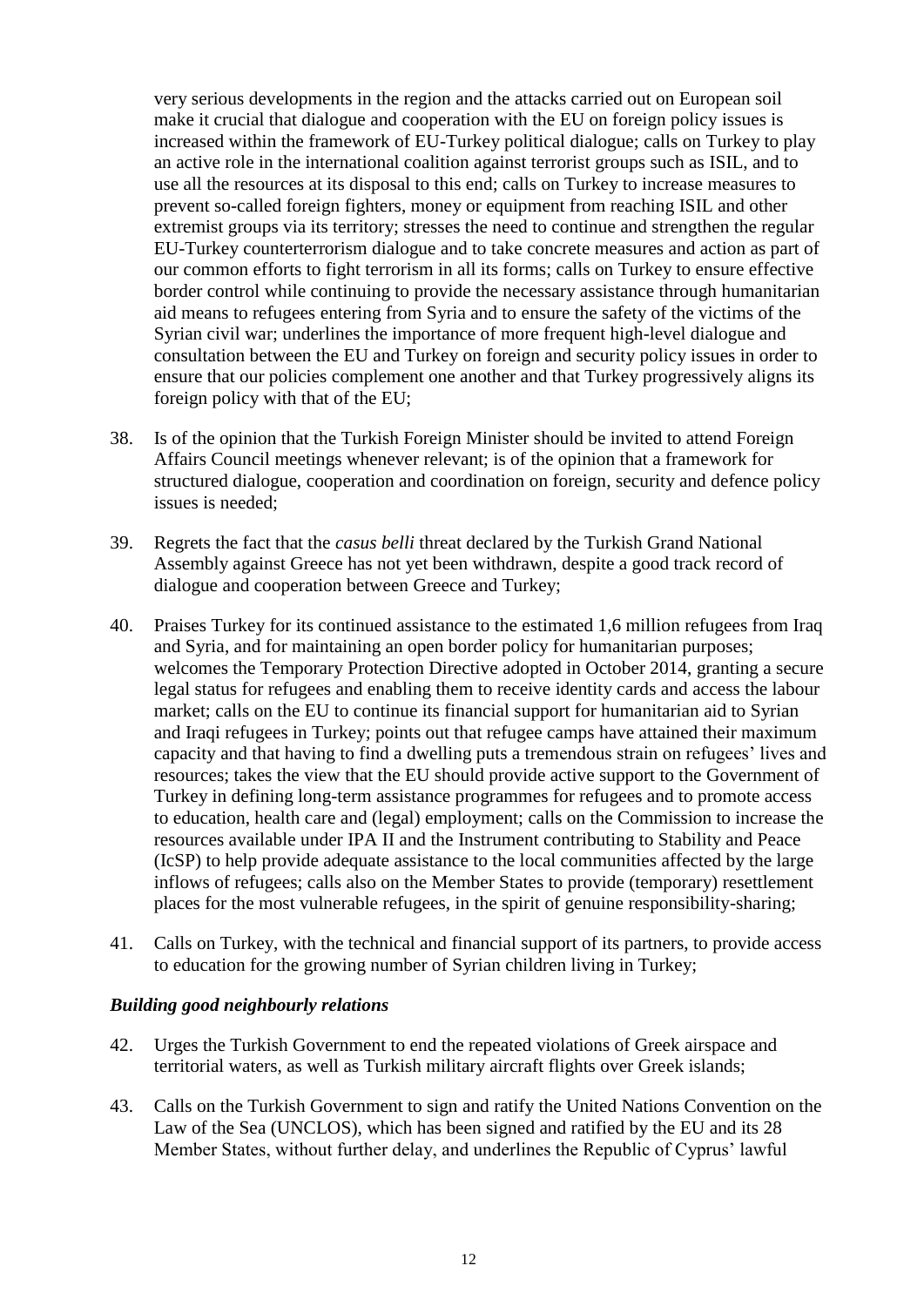very serious developments in the region and the attacks carried out on European soil make it crucial that dialogue and cooperation with the EU on foreign policy issues is increased within the framework of EU-Turkey political dialogue; calls on Turkey to play an active role in the international coalition against terrorist groups such as ISIL, and to use all the resources at its disposal to this end; calls on Turkey to increase measures to prevent so-called foreign fighters, money or equipment from reaching ISIL and other extremist groups via its territory; stresses the need to continue and strengthen the regular EU-Turkey counterterrorism dialogue and to take concrete measures and action as part of our common efforts to fight terrorism in all its forms; calls on Turkey to ensure effective border control while continuing to provide the necessary assistance through humanitarian aid means to refugees entering from Syria and to ensure the safety of the victims of the Syrian civil war; underlines the importance of more frequent high-level dialogue and consultation between the EU and Turkey on foreign and security policy issues in order to ensure that our policies complement one another and that Turkey progressively aligns its foreign policy with that of the EU;

38. Is of the opinion that the Turkish Foreign Minister should be invited to attend Foreign Affairs Council meetings whenever relevant; is of the opinion that a framework for structured dialogue, cooperation and coordination on foreign, security and defence policy issues is needed;

39. Regrets the fact that the *casus belli* threat declared by the Turkish Grand National Assembly against Greece has not yet been withdrawn, despite a good track record of dialogue and cooperation between Greece and Turkey;

40. Praises Turkey for its continued assistance to the estimated 1,6 million refugees from Iraq and Syria, and for maintaining an open border policy for humanitarian purposes; welcomes the Temporary Protection Directive adopted in October 2014, granting a secure legal status for refugees and enabling them to receive identity cards and access the labour market; calls on the EU to continue its financial support for humanitarian aid to Syrian and Iraqi refugees in Turkey; points out that refugee camps have attained their maximum capacity and that having to find a dwelling puts a tremendous strain on refugees' lives and resources; takes the view that the EU should provide active support to the Government of Turkey in defining long-term assistance programmes for refugees and to promote access to education, health care and (legal) employment; calls on the Commission to increase the resources available under IPA II and the Instrument contributing to Stability and Peace (IcSP) to help provide adequate assistance to the local communities affected by the large inflows of refugees; calls also on the Member States to provide (temporary) resettlement places for the most vulnerable refugees, in the spirit of genuine responsibility-sharing;

41. Calls on Turkey, with the technical and financial support of its partners, to provide access to education for the growing number of Syrian children living in Turkey;

### *Building good neighbourly relations*

42. Urges the Turkish Government to end the repeated violations of Greek airspace and territorial waters, as well as Turkish military aircraft flights over Greek islands;

43. Calls on the Turkish Government to sign and ratify the United Nations Convention on the Law of the Sea (UNCLOS), which has been signed and ratified by the EU and its 28 Member States, without further delay, and underlines the Republic of Cyprus' lawful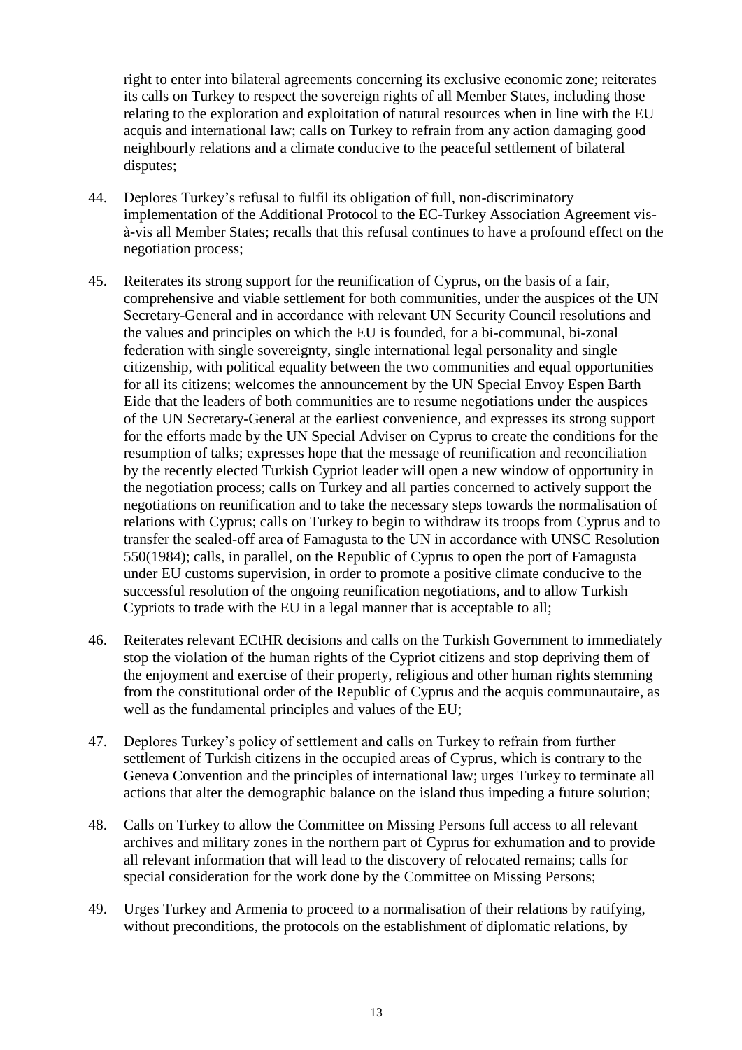right to enter into bilateral agreements concerning its exclusive economic zone; reiterates its calls on Turkey to respect the sovereign rights of all Member States, including those relating to the exploration and exploitation of natural resources when in line with the EU acquis and international law; calls on Turkey to refrain from any action damaging good neighbourly relations and a climate conducive to the peaceful settlement of bilateral disputes;

44. Deplores Turkey's refusal to fulfil its obligation of full, non-discriminatory implementation of the Additional Protocol to the EC-Turkey Association Agreement vis-à-vis all Member States; recalls that this refusal continues to have a profound effect on the negotiation process;

45. Reiterates its strong support for the reunification of Cyprus, on the basis of a fair, comprehensive and viable settlement for both communities, under the auspices of the UN Secretary-General and in accordance with relevant UN Security Council resolutions and the values and principles on which the EU is founded, for a bi-communal, bi-zonal federation with single sovereignty, single international legal personality and single citizenship, with political equality between the two communities and equal opportunities for all its citizens; welcomes the announcement by the UN Special Envoy Espen Barth Eide that the leaders of both communities are to resume negotiations under the auspices of the UN Secretary-General at the earliest convenience, and expresses its strong support for the efforts made by the UN Special Adviser on Cyprus to create the conditions for the resumption of talks; expresses hope that the message of reunification and reconciliation by the recently elected Turkish Cypriot leader will open a new window of opportunity in the negotiation process; calls on Turkey and all parties concerned to actively support the negotiations on reunification and to take the necessary steps towards the normalisation of relations with Cyprus; calls on Turkey to begin to withdraw its troops from Cyprus and to transfer the sealed-off area of Famagusta to the UN in accordance with UNSC Resolution 550(1984); calls, in parallel, on the Republic of Cyprus to open the port of Famagusta under EU customs supervision, in order to promote a positive climate conducive to the successful resolution of the ongoing reunification negotiations, and to allow Turkish Cypriots to trade with the EU in a legal manner that is acceptable to all;

46. Reiterates relevant ECtHR decisions and calls on the Turkish Government to immediately stop the violation of the human rights of the Cypriot citizens and stop depriving them of the enjoyment and exercise of their property, religious and other human rights stemming from the constitutional order of the Republic of Cyprus and the acquis communautaire, as well as the fundamental principles and values of the EU;

47. Deplores Turkey's policy of settlement and calls on Turkey to refrain from further settlement of Turkish citizens in the occupied areas of Cyprus, which is contrary to the Geneva Convention and the principles of international law; urges Turkey to terminate all actions that alter the demographic balance on the island thus impeding a future solution;

48. Calls on Turkey to allow the Committee on Missing Persons full access to all relevant archives and military zones in the northern part of Cyprus for exhumation and to provide all relevant information that will lead to the discovery of relocated remains; calls for special consideration for the work done by the Committee on Missing Persons;

49. Urges Turkey and Armenia to proceed to a normalisation of their relations by ratifying, without preconditions, the protocols on the establishment of diplomatic relations, by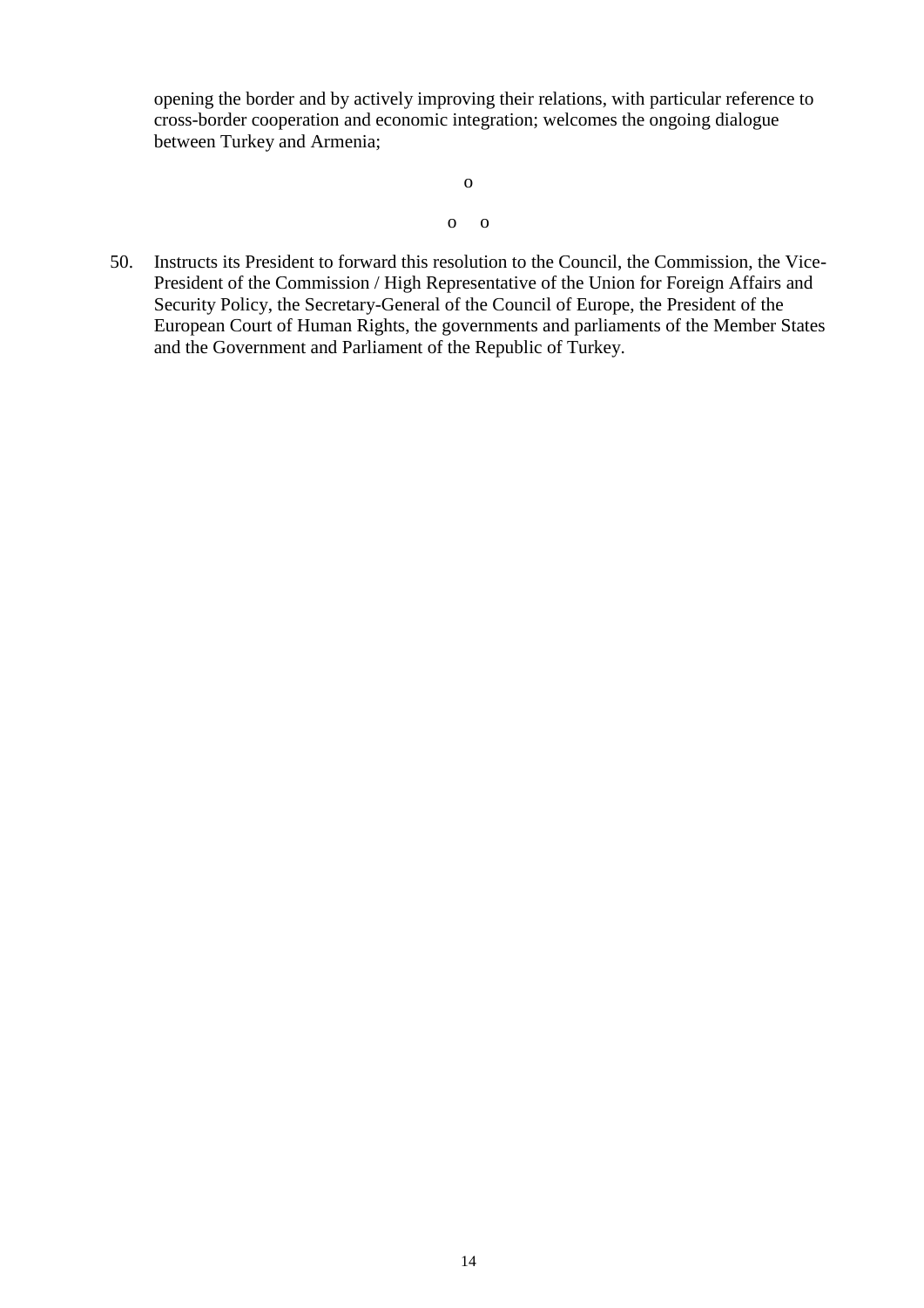opening the border and by actively improving their relations, with particular reference to cross-border cooperation and economic integration; welcomes the ongoing dialogue between Turkey and Armenia;

o

o o

50. Instructs its President to forward this resolution to the Council, the Commission, the Vice-President of the Commission / High Representative of the Union for Foreign Affairs and Security Policy, the Secretary-General of the Council of Europe, the President of the European Court of Human Rights, the governments and parliaments of the Member States and the Government and Parliament of the Republic of Turkey.